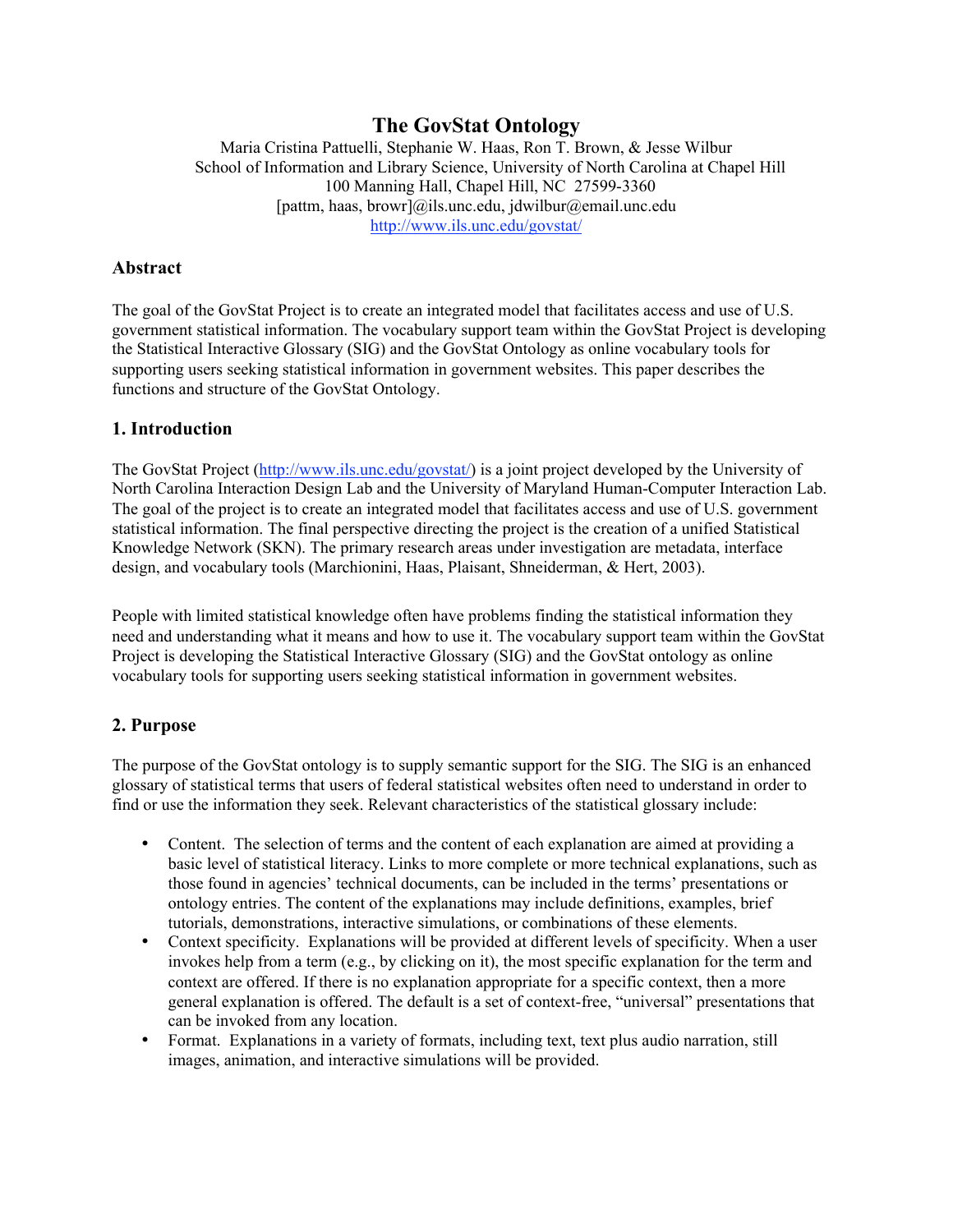# The GovStat Ontology

Maria Cristina Pattuelli, Stephanie W. Haas, Ron T. Brown, & Jesse Wilbur
School of Information and Library Science, University of North Carolina at Chapel Hill
100 Manning Hall, Chapel Hill, NC 27599-3360
[pattm, haas, browr]@ils.unc.edu, jdwilbur@email.unc.edu
http://www.ils.unc.edu/govstat/

## Abstract

The goal of the GovStat Project is to create an integrated model that facilitates access and use of U.S. government statistical information. The vocabulary support team within the GovStat Project is developing the Statistical Interactive Glossary (SIG) and the GovStat Ontology as online vocabulary tools for supporting users seeking statistical information in government websites. This paper describes the functions and structure of the GovStat Ontology.

## 1. Introduction

The GovStat Project (http://www.ils.unc.edu/govstat/) is a joint project developed by the University of North Carolina Interaction Design Lab and the University of Maryland Human-Computer Interaction Lab. The goal of the project is to create an integrated model that facilitates access and use of U.S. government statistical information. The final perspective directing the project is the creation of a unified Statistical Knowledge Network (SKN). The primary research areas under investigation are metadata, interface design, and vocabulary tools (Marchionini, Haas, Plaisant, Shneiderman, & Hert, 2003).

People with limited statistical knowledge often have problems finding the statistical information they need and understanding what it means and how to use it. The vocabulary support team within the GovStat Project is developing the Statistical Interactive Glossary (SIG) and the GovStat ontology as online vocabulary tools for supporting users seeking statistical information in government websites.

## 2. Purpose

The purpose of the GovStat ontology is to supply semantic support for the SIG. The SIG is an enhanced glossary of statistical terms that users of federal statistical websites often need to understand in order to find or use the information they seek. Relevant characteristics of the statistical glossary include:

- Content. The selection of terms and the content of each explanation are aimed at providing a basic level of statistical literacy. Links to more complete or more technical explanations, such as those found in agencies' technical documents, can be included in the terms' presentations or ontology entries. The content of the explanations may include definitions, examples, brief tutorials, demonstrations, interactive simulations, or combinations of these elements.
- Context specificity. Explanations will be provided at different levels of specificity. When a user invokes help from a term (e.g., by clicking on it), the most specific explanation for the term and context are offered. If there is no explanation appropriate for a specific context, then a more general explanation is offered. The default is a set of context-free, "universal" presentations that can be invoked from any location.
- Format. Explanations in a variety of formats, including text, text plus audio narration, still images, animation, and interactive simulations will be provided.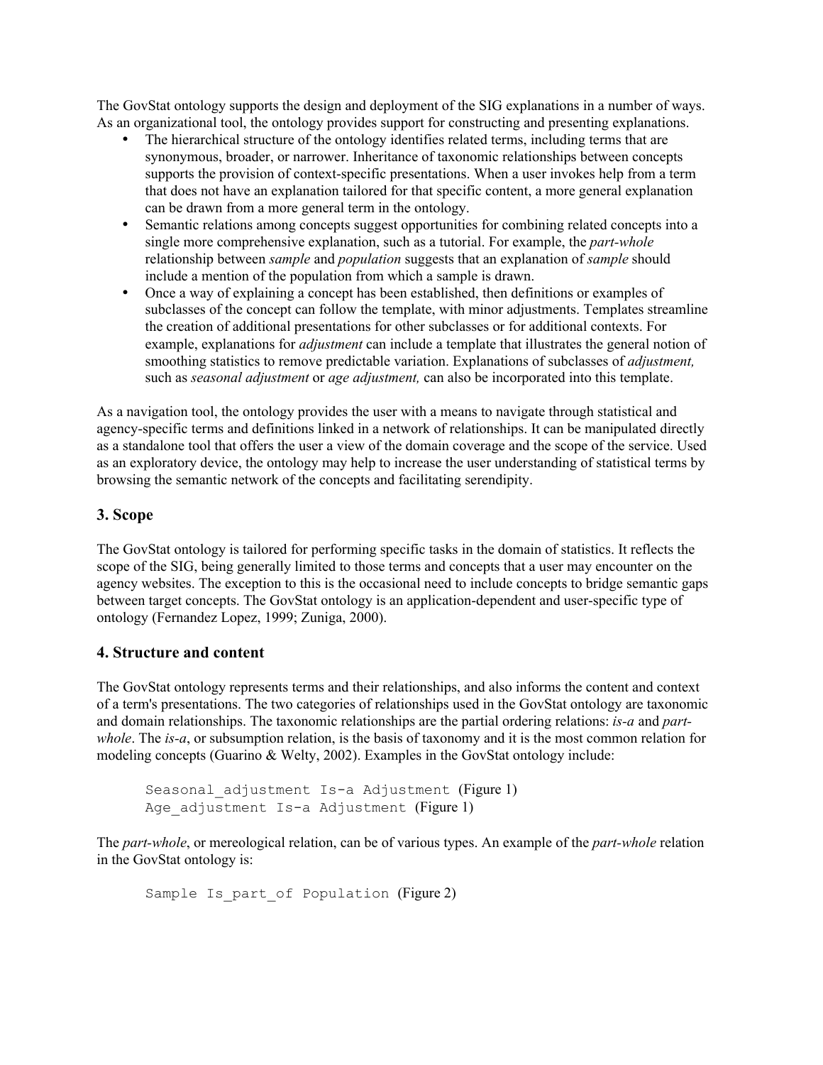The GovStat ontology supports the design and deployment of the SIG explanations in a number of ways. As an organizational tool, the ontology provides support for constructing and presenting explanations.

- The hierarchical structure of the ontology identifies related terms, including terms that are synonymous, broader, or narrower. Inheritance of taxonomic relationships between concepts supports the provision of context-specific presentations. When a user invokes help from a term that does not have an explanation tailored for that specific content, a more general explanation can be drawn from a more general term in the ontology.
- Semantic relations among concepts suggest opportunities for combining related concepts into a single more comprehensive explanation, such as a tutorial. For example, the *part-whole* relationship between *sample* and *population* suggests that an explanation of *sample* should include a mention of the population from which a sample is drawn.
- Once a way of explaining a concept has been established, then definitions or examples of subclasses of the concept can follow the template, with minor adjustments. Templates streamline the creation of additional presentations for other subclasses or for additional contexts. For example, explanations for *adjustment* can include a template that illustrates the general notion of smoothing statistics to remove predictable variation. Explanations of subclasses of *adjustment,* such as *seasonal adjustment* or *age adjustment,* can also be incorporated into this template.

As a navigation tool, the ontology provides the user with a means to navigate through statistical and agency-specific terms and definitions linked in a network of relationships. It can be manipulated directly as a standalone tool that offers the user a view of the domain coverage and the scope of the service. Used as an exploratory device, the ontology may help to increase the user understanding of statistical terms by browsing the semantic network of the concepts and facilitating serendipity.

## 3. Scope

The GovStat ontology is tailored for performing specific tasks in the domain of statistics. It reflects the scope of the SIG, being generally limited to those terms and concepts that a user may encounter on the agency websites. The exception to this is the occasional need to include concepts to bridge semantic gaps between target concepts. The GovStat ontology is an application-dependent and user-specific type of ontology (Fernandez Lopez, 1999; Zuniga, 2000).

## 4. Structure and content

The GovStat ontology represents terms and their relationships, and also informs the content and context of a term's presentations. The two categories of relationships used in the GovStat ontology are taxonomic and domain relationships. The taxonomic relationships are the partial ordering relations: *is-a* and *part-whole*. The *is-a*, or subsumption relation, is the basis of taxonomy and it is the most common relation for modeling concepts (Guarino & Welty, 2002). Examples in the GovStat ontology include:

`Seasonal_adjustment Is-a Adjustment` (Figure 1)
`Age_adjustment Is-a Adjustment` (Figure 1)

The *part-whole*, or mereological relation, can be of various types. An example of the *part-whole* relation in the GovStat ontology is:

`Sample Is_part_of Population` (Figure 2)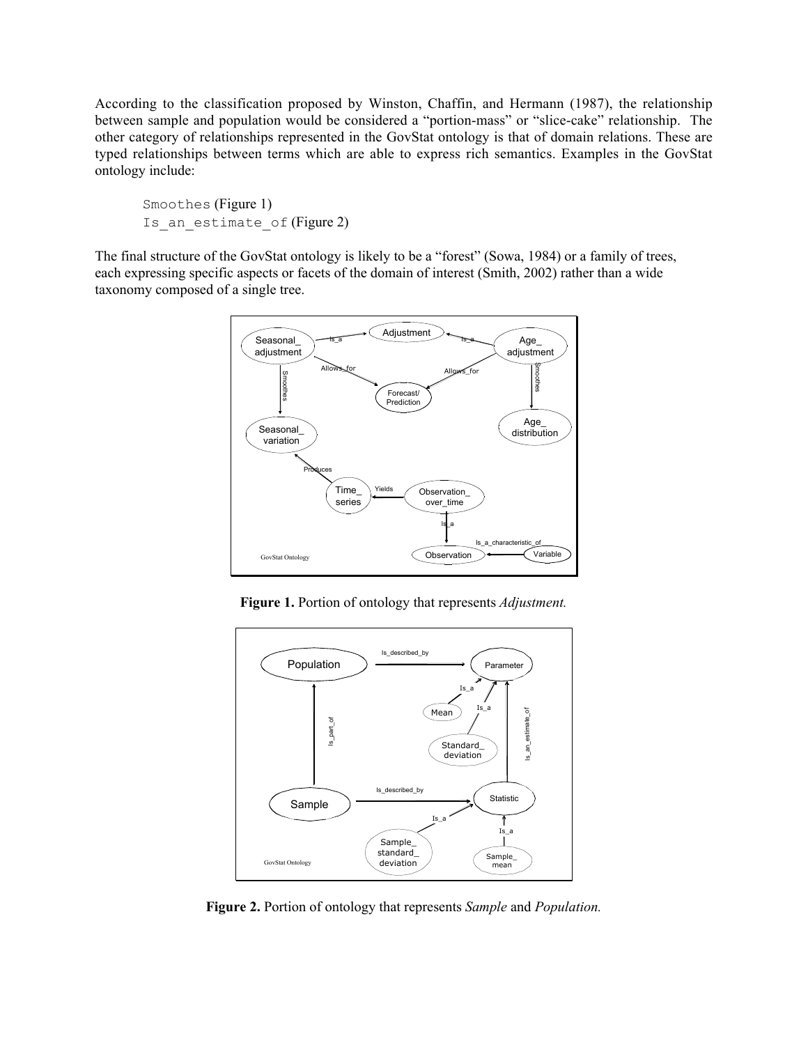According to the classification proposed by Winston, Chaffin, and Hermann (1987), the relationship between sample and population would be considered a "portion-mass" or "slice-cake" relationship. The other category of relationships represented in the GovStat ontology is that of domain relations. These are typed relationships between terms which are able to express rich semantics. Examples in the GovStat ontology include:

`Smoothes` (Figure 1)
`Is_an_estimate_of` (Figure 2)

The final structure of the GovStat ontology is likely to be a "forest" (Sowa, 1984) or a family of trees, each expressing specific aspects or facets of the domain of interest (Smith, 2002) rather than a wide taxonomy composed of a single tree.

**Figure 1.** Portion of ontology that represents *Adjustment.*

**Figure 2.** Portion of ontology that represents *Sample* and *Population.*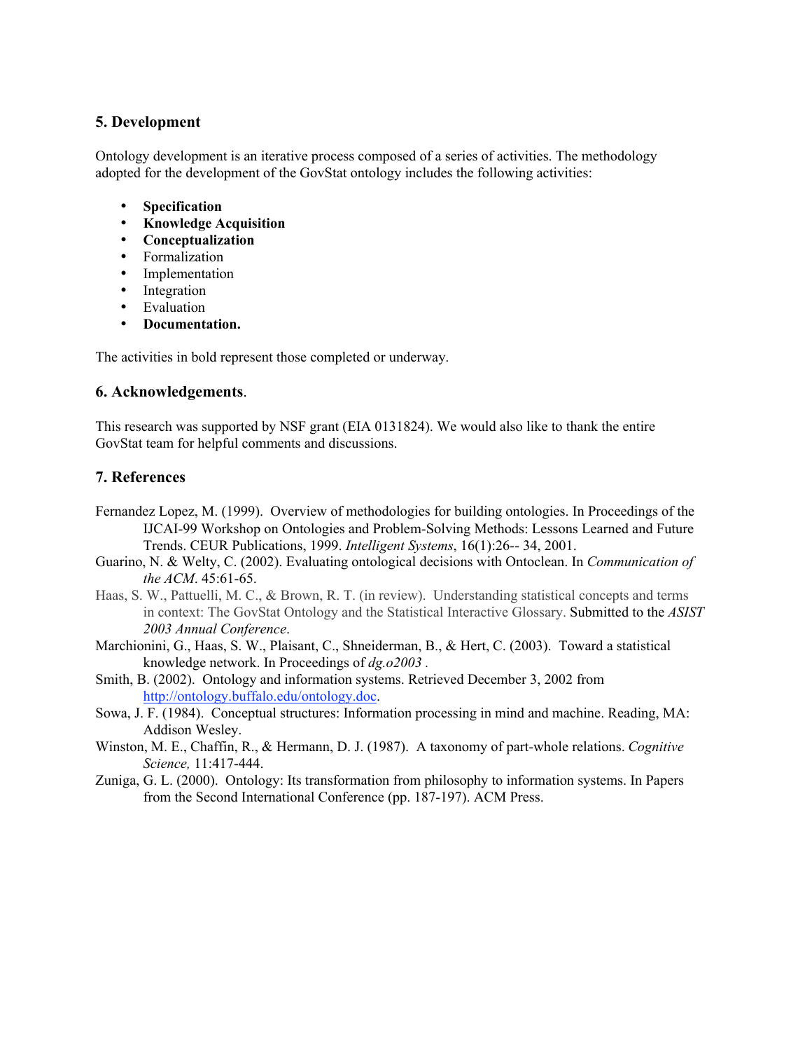## 5. Development

Ontology development is an iterative process composed of a series of activities. The methodology adopted for the development of the GovStat ontology includes the following activities:

- **Specification**
- **Knowledge Acquisition**
- **Conceptualization**
- Formalization
- Implementation
- Integration
- Evaluation
- **Documentation.**

The activities in bold represent those completed or underway.

## 6. Acknowledgements.

This research was supported by NSF grant (EIA 0131824). We would also like to thank the entire GovStat team for helpful comments and discussions.

## 7. References

Fernandez Lopez, M. (1999). Overview of methodologies for building ontologies. In Proceedings of the IJCAI-99 Workshop on Ontologies and Problem-Solving Methods: Lessons Learned and Future Trends. CEUR Publications, 1999. *Intelligent Systems*, 16(1):26-- 34, 2001.

Guarino, N. & Welty, C. (2002). Evaluating ontological decisions with Ontoclean. In *Communication of the ACM*. 45:61-65.

Haas, S. W., Pattuelli, M. C., & Brown, R. T. (in review). Understanding statistical concepts and terms in context: The GovStat Ontology and the Statistical Interactive Glossary. Submitted to the *ASIST 2003 Annual Conference*.

Marchionini, G., Haas, S. W., Plaisant, C., Shneiderman, B., & Hert, C. (2003). Toward a statistical knowledge network. In Proceedings of *dg.o2003* .

Smith, B. (2002). Ontology and information systems. Retrieved December 3, 2002 from http://ontology.buffalo.edu/ontology.doc.

Sowa, J. F. (1984). Conceptual structures: Information processing in mind and machine. Reading, MA: Addison Wesley.

Winston, M. E., Chaffin, R., & Hermann, D. J. (1987). A taxonomy of part-whole relations. *Cognitive Science,* 11:417-444.

Zuniga, G. L. (2000). Ontology: Its transformation from philosophy to information systems. In Papers from the Second International Conference (pp. 187-197). ACM Press.